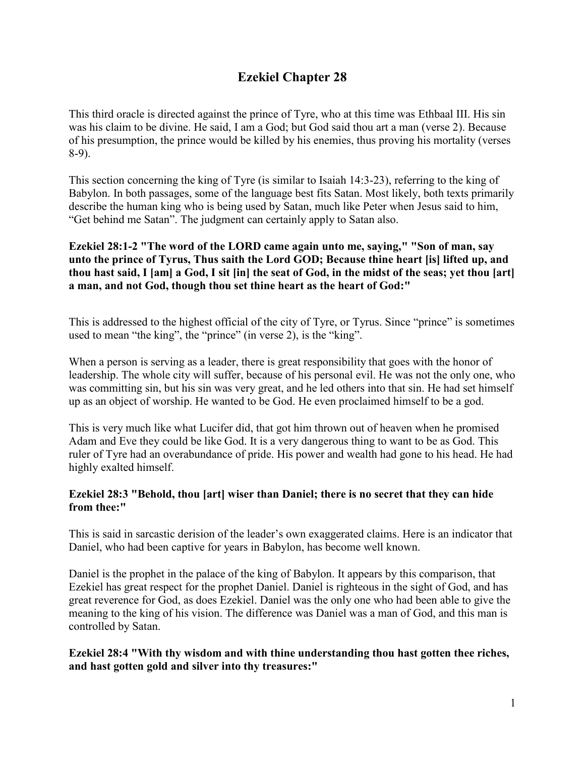# Ezekiel Chapter 28

This third oracle is directed against the prince of Tyre, who at this time was Ethbaal III. His sin was his claim to be divine. He said, I am a God; but God said thou art a man (verse 2). Because of his presumption, the prince would be killed by his enemies, thus proving his mortality (verses 8-9).

This section concerning the king of Tyre (is similar to Isaiah 14:3-23), referring to the king of Babylon. In both passages, some of the language best fits Satan. Most likely, both texts primarily describe the human king who is being used by Satan, much like Peter when Jesus said to him, "Get behind me Satan". The judgment can certainly apply to Satan also.

**Ezekiel 28:1-2 "The word of the LORD came again unto me, saying," "Son of man, say unto the prince of Tyrus, Thus saith the Lord GOD; Because thine heart [is] lifted up, and thou hast said, I [am] a God, I sit [in] the seat of God, in the midst of the seas; yet thou [art] a man, and not God, though thou set thine heart as the heart of God:"**

This is addressed to the highest official of the city of Tyre, or Tyrus. Since "prince" is sometimes used to mean "the king", the "prince" (in verse 2), is the "king".

When a person is serving as a leader, there is great responsibility that goes with the honor of leadership. The whole city will suffer, because of his personal evil. He was not the only one, who was committing sin, but his sin was very great, and he led others into that sin. He had set himself up as an object of worship. He wanted to be God. He even proclaimed himself to be a god.

This is very much like what Lucifer did, that got him thrown out of heaven when he promised Adam and Eve they could be like God. It is a very dangerous thing to want to be as God. This ruler of Tyre had an overabundance of pride. His power and wealth had gone to his head. He had highly exalted himself.

**Ezekiel 28:3 "Behold, thou [art] wiser than Daniel; there is no secret that they can hide from thee:"**

This is said in sarcastic derision of the leader's own exaggerated claims. Here is an indicator that Daniel, who had been captive for years in Babylon, has become well known.

Daniel is the prophet in the palace of the king of Babylon. It appears by this comparison, that Ezekiel has great respect for the prophet Daniel. Daniel is righteous in the sight of God, and has great reverence for God, as does Ezekiel. Daniel was the only one who had been able to give the meaning to the king of his vision. The difference was Daniel was a man of God, and this man is controlled by Satan.

**Ezekiel 28:4 "With thy wisdom and with thine understanding thou hast gotten thee riches, and hast gotten gold and silver into thy treasures:"**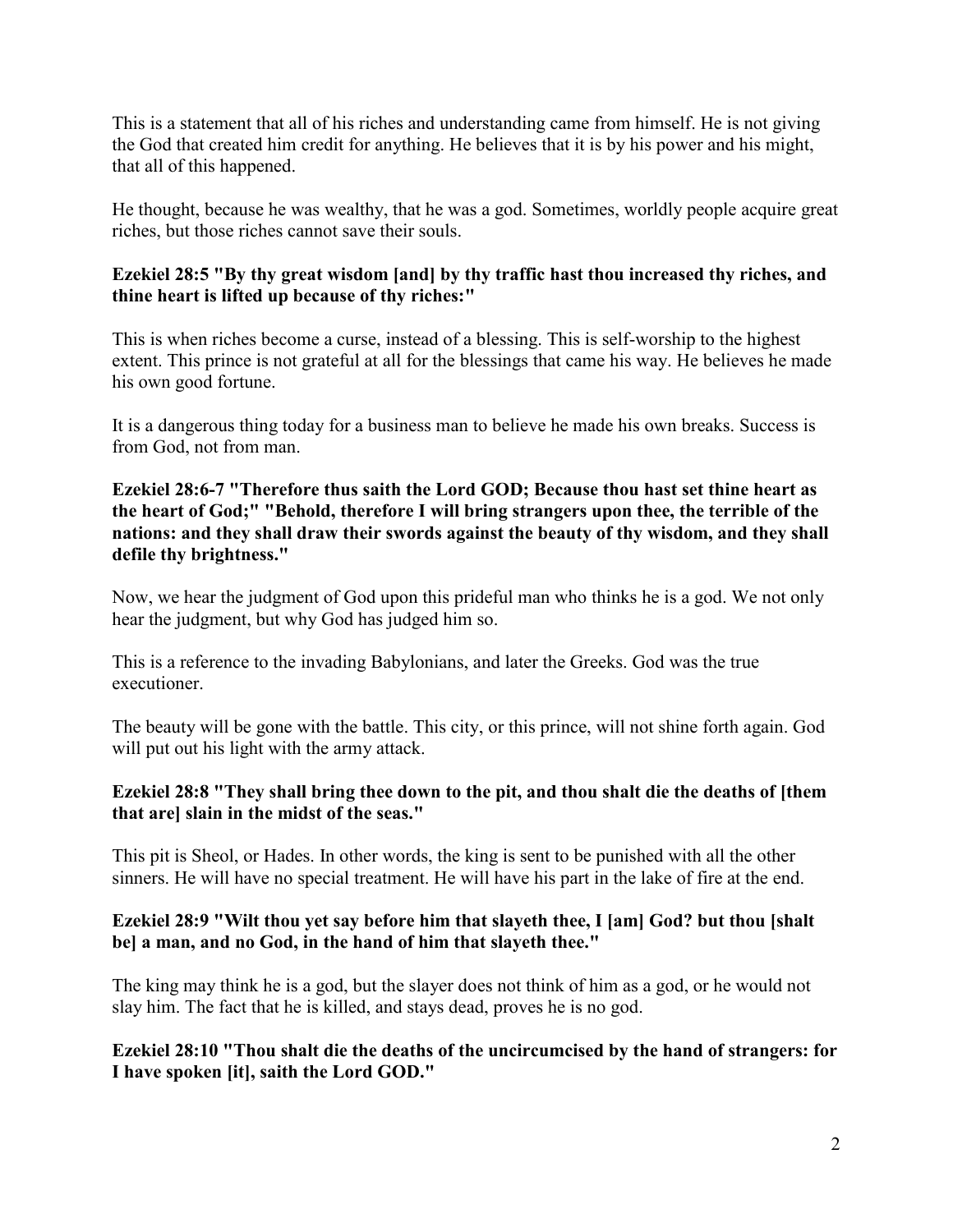This is a statement that all of his riches and understanding came from himself. He is not giving the God that created him credit for anything. He believes that it is by his power and his might, that all of this happened.

He thought, because he was wealthy, that he was a god. Sometimes, worldly people acquire great riches, but those riches cannot save their souls.

**Ezekiel 28:5 "By thy great wisdom [and] by thy traffic hast thou increased thy riches, and thine heart is lifted up because of thy riches:"**

This is when riches become a curse, instead of a blessing. This is self-worship to the highest extent. This prince is not grateful at all for the blessings that came his way. He believes he made his own good fortune.

It is a dangerous thing today for a business man to believe he made his own breaks. Success is from God, not from man.

**Ezekiel 28:6-7 "Therefore thus saith the Lord GOD; Because thou hast set thine heart as the heart of God;" "Behold, therefore I will bring strangers upon thee, the terrible of the nations: and they shall draw their swords against the beauty of thy wisdom, and they shall defile thy brightness."**

Now, we hear the judgment of God upon this prideful man who thinks he is a god. We not only hear the judgment, but why God has judged him so.

This is a reference to the invading Babylonians, and later the Greeks. God was the true executioner.

The beauty will be gone with the battle. This city, or this prince, will not shine forth again. God will put out his light with the army attack.

**Ezekiel 28:8 "They shall bring thee down to the pit, and thou shalt die the deaths of [them that are] slain in the midst of the seas."**

This pit is Sheol, or Hades. In other words, the king is sent to be punished with all the other sinners. He will have no special treatment. He will have his part in the lake of fire at the end.

**Ezekiel 28:9 "Wilt thou yet say before him that slayeth thee, I [am] God? but thou [shalt be] a man, and no God, in the hand of him that slayeth thee."**

The king may think he is a god, but the slayer does not think of him as a god, or he would not slay him. The fact that he is killed, and stays dead, proves he is no god.

**Ezekiel 28:10 "Thou shalt die the deaths of the uncircumcised by the hand of strangers: for I have spoken [it], saith the Lord GOD."**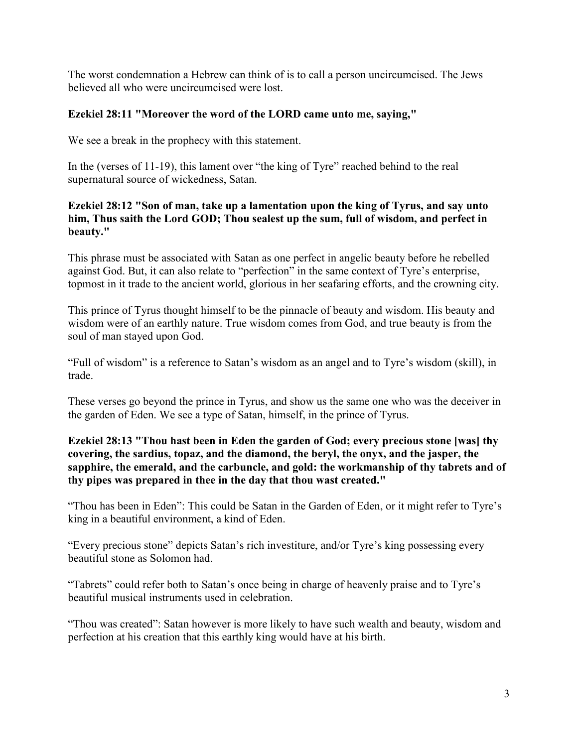The worst condemnation a Hebrew can think of is to call a person uncircumcised. The Jews believed all who were uncircumcised were lost.

**Ezekiel 28:11 "Moreover the word of the LORD came unto me, saying,"**

We see a break in the prophecy with this statement.

In the (verses of 11-19), this lament over "the king of Tyre" reached behind to the real supernatural source of wickedness, Satan.

**Ezekiel 28:12 "Son of man, take up a lamentation upon the king of Tyrus, and say unto him, Thus saith the Lord GOD; Thou sealest up the sum, full of wisdom, and perfect in beauty."**

This phrase must be associated with Satan as one perfect in angelic beauty before he rebelled against God. But, it can also relate to "perfection" in the same context of Tyre's enterprise, topmost in it trade to the ancient world, glorious in her seafaring efforts, and the crowning city.

This prince of Tyrus thought himself to be the pinnacle of beauty and wisdom. His beauty and wisdom were of an earthly nature. True wisdom comes from God, and true beauty is from the soul of man stayed upon God.

"Full of wisdom" is a reference to Satan's wisdom as an angel and to Tyre's wisdom (skill), in trade.

These verses go beyond the prince in Tyrus, and show us the same one who was the deceiver in the garden of Eden. We see a type of Satan, himself, in the prince of Tyrus.

**Ezekiel 28:13 "Thou hast been in Eden the garden of God; every precious stone [was] thy covering, the sardius, topaz, and the diamond, the beryl, the onyx, and the jasper, the sapphire, the emerald, and the carbuncle, and gold: the workmanship of thy tabrets and of thy pipes was prepared in thee in the day that thou wast created."**

"Thou has been in Eden": This could be Satan in the Garden of Eden, or it might refer to Tyre's king in a beautiful environment, a kind of Eden.

"Every precious stone" depicts Satan's rich investiture, and/or Tyre's king possessing every beautiful stone as Solomon had.

"Tabrets" could refer both to Satan's once being in charge of heavenly praise and to Tyre's beautiful musical instruments used in celebration.

"Thou was created": Satan however is more likely to have such wealth and beauty, wisdom and perfection at his creation that this earthly king would have at his birth.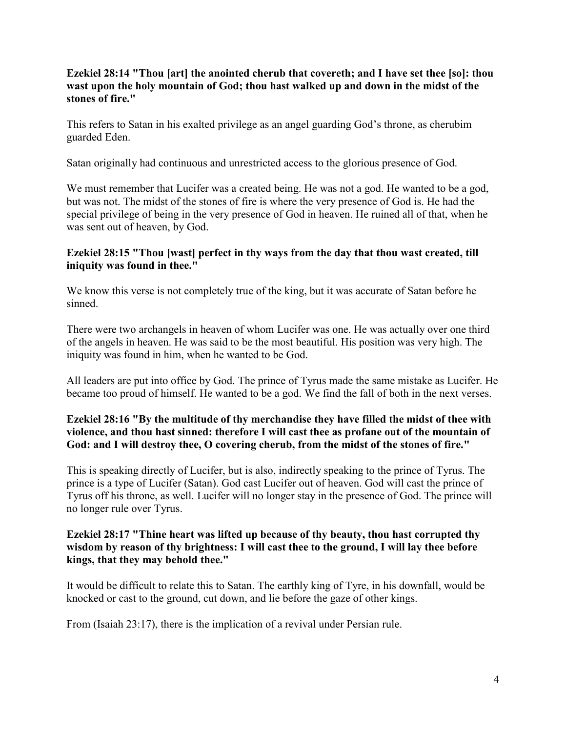**Ezekiel 28:14 "Thou [art] the anointed cherub that covereth; and I have set thee [so]: thou wast upon the holy mountain of God; thou hast walked up and down in the midst of the stones of fire."**

This refers to Satan in his exalted privilege as an angel guarding God's throne, as cherubim guarded Eden.

Satan originally had continuous and unrestricted access to the glorious presence of God.

We must remember that Lucifer was a created being. He was not a god. He wanted to be a god, but was not. The midst of the stones of fire is where the very presence of God is. He had the special privilege of being in the very presence of God in heaven. He ruined all of that, when he was sent out of heaven, by God.

**Ezekiel 28:15 "Thou [wast] perfect in thy ways from the day that thou wast created, till iniquity was found in thee."**

We know this verse is not completely true of the king, but it was accurate of Satan before he sinned.

There were two archangels in heaven of whom Lucifer was one. He was actually over one third of the angels in heaven. He was said to be the most beautiful. His position was very high. The iniquity was found in him, when he wanted to be God.

All leaders are put into office by God. The prince of Tyrus made the same mistake as Lucifer. He became too proud of himself. He wanted to be a god. We find the fall of both in the next verses.

**Ezekiel 28:16 "By the multitude of thy merchandise they have filled the midst of thee with violence, and thou hast sinned: therefore I will cast thee as profane out of the mountain of God: and I will destroy thee, O covering cherub, from the midst of the stones of fire."**

This is speaking directly of Lucifer, but is also, indirectly speaking to the prince of Tyrus. The prince is a type of Lucifer (Satan). God cast Lucifer out of heaven. God will cast the prince of Tyrus off his throne, as well. Lucifer will no longer stay in the presence of God. The prince will no longer rule over Tyrus.

**Ezekiel 28:17 "Thine heart was lifted up because of thy beauty, thou hast corrupted thy wisdom by reason of thy brightness: I will cast thee to the ground, I will lay thee before kings, that they may behold thee."**

It would be difficult to relate this to Satan. The earthly king of Tyre, in his downfall, would be knocked or cast to the ground, cut down, and lie before the gaze of other kings.

From (Isaiah 23:17), there is the implication of a revival under Persian rule.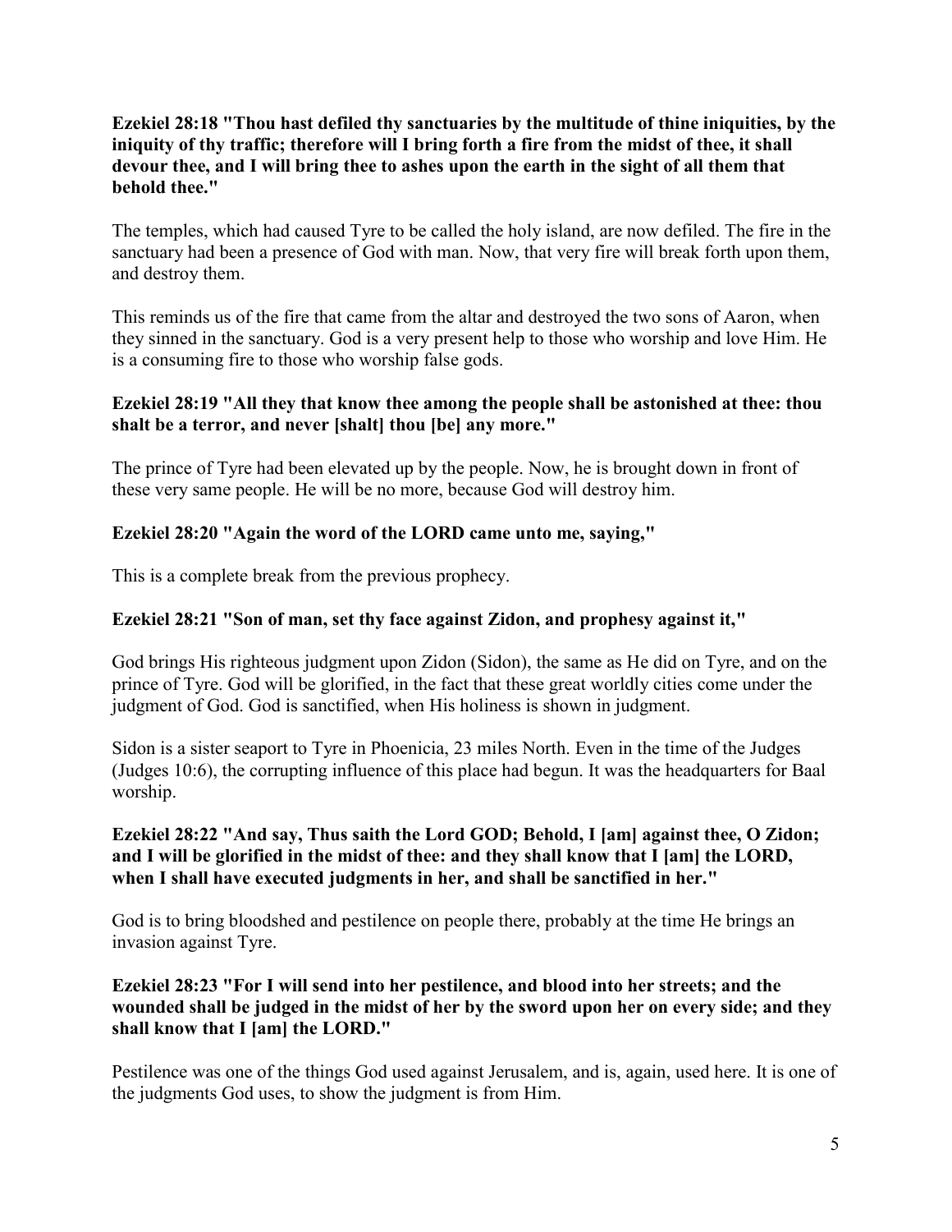**Ezekiel 28:18 "Thou hast defiled thy sanctuaries by the multitude of thine iniquities, by the iniquity of thy traffic; therefore will I bring forth a fire from the midst of thee, it shall devour thee, and I will bring thee to ashes upon the earth in the sight of all them that behold thee."**

The temples, which had caused Tyre to be called the holy island, are now defiled. The fire in the sanctuary had been a presence of God with man. Now, that very fire will break forth upon them, and destroy them.

This reminds us of the fire that came from the altar and destroyed the two sons of Aaron, when they sinned in the sanctuary. God is a very present help to those who worship and love Him. He is a consuming fire to those who worship false gods.

**Ezekiel 28:19 "All they that know thee among the people shall be astonished at thee: thou shalt be a terror, and never [shalt] thou [be] any more."**

The prince of Tyre had been elevated up by the people. Now, he is brought down in front of these very same people. He will be no more, because God will destroy him.

**Ezekiel 28:20 "Again the word of the LORD came unto me, saying,"**

This is a complete break from the previous prophecy.

**Ezekiel 28:21 "Son of man, set thy face against Zidon, and prophesy against it,"**

God brings His righteous judgment upon Zidon (Sidon), the same as He did on Tyre, and on the prince of Tyre. God will be glorified, in the fact that these great worldly cities come under the judgment of God. God is sanctified, when His holiness is shown in judgment.

Sidon is a sister seaport to Tyre in Phoenicia, 23 miles North. Even in the time of the Judges (Judges 10:6), the corrupting influence of this place had begun. It was the headquarters for Baal worship.

**Ezekiel 28:22 "And say, Thus saith the Lord GOD; Behold, I [am] against thee, O Zidon; and I will be glorified in the midst of thee: and they shall know that I [am] the LORD, when I shall have executed judgments in her, and shall be sanctified in her."**

God is to bring bloodshed and pestilence on people there, probably at the time He brings an invasion against Tyre.

**Ezekiel 28:23 "For I will send into her pestilence, and blood into her streets; and the wounded shall be judged in the midst of her by the sword upon her on every side; and they shall know that I [am] the LORD."**

Pestilence was one of the things God used against Jerusalem, and is, again, used here. It is one of the judgments God uses, to show the judgment is from Him.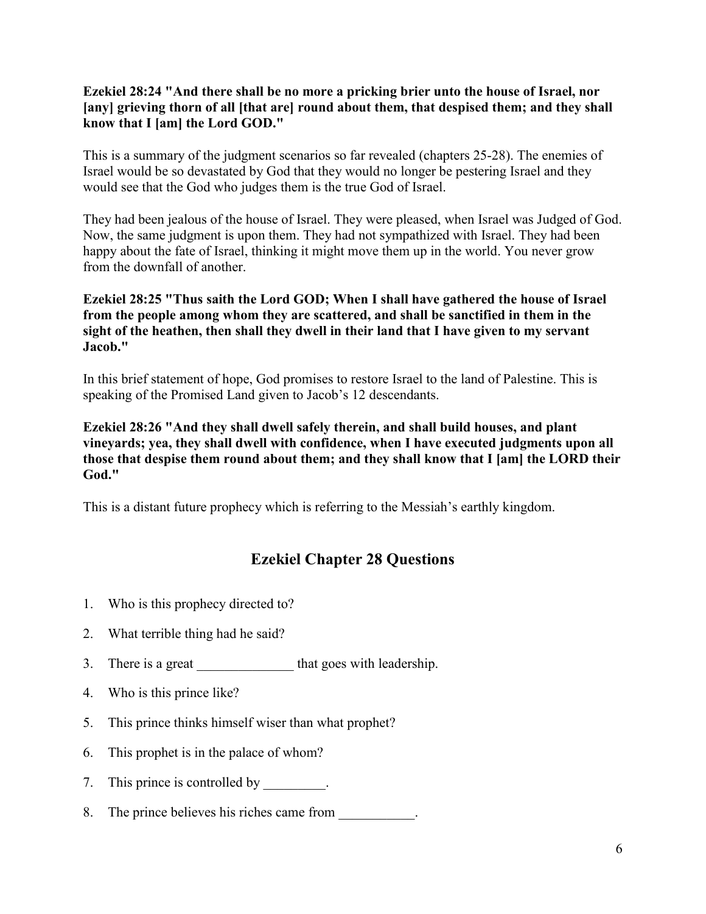**Ezekiel 28:24 "And there shall be no more a pricking brier unto the house of Israel, nor [any] grieving thorn of all [that are] round about them, that despised them; and they shall know that I [am] the Lord GOD."**

This is a summary of the judgment scenarios so far revealed (chapters 25-28). The enemies of Israel would be so devastated by God that they would no longer be pestering Israel and they would see that the God who judges them is the true God of Israel.

They had been jealous of the house of Israel. They were pleased, when Israel was Judged of God. Now, the same judgment is upon them. They had not sympathized with Israel. They had been happy about the fate of Israel, thinking it might move them up in the world. You never grow from the downfall of another.

**Ezekiel 28:25 "Thus saith the Lord GOD; When I shall have gathered the house of Israel from the people among whom they are scattered, and shall be sanctified in them in the sight of the heathen, then shall they dwell in their land that I have given to my servant Jacob."**

In this brief statement of hope, God promises to restore Israel to the land of Palestine. This is speaking of the Promised Land given to Jacob's 12 descendants.

**Ezekiel 28:26 "And they shall dwell safely therein, and shall build houses, and plant vineyards; yea, they shall dwell with confidence, when I have executed judgments upon all those that despise them round about them; and they shall know that I [am] the LORD their God."**

This is a distant future prophecy which is referring to the Messiah's earthly kingdom.

## Ezekiel Chapter 28 Questions

1. Who is this prophecy directed to?
2. What terrible thing had he said?
3. There is a great ______________ that goes with leadership.
4. Who is this prince like?
5. This prince thinks himself wiser than what prophet?
6. This prophet is in the palace of whom?
7. This prince is controlled by _________.
8. The prince believes his riches came from ___________.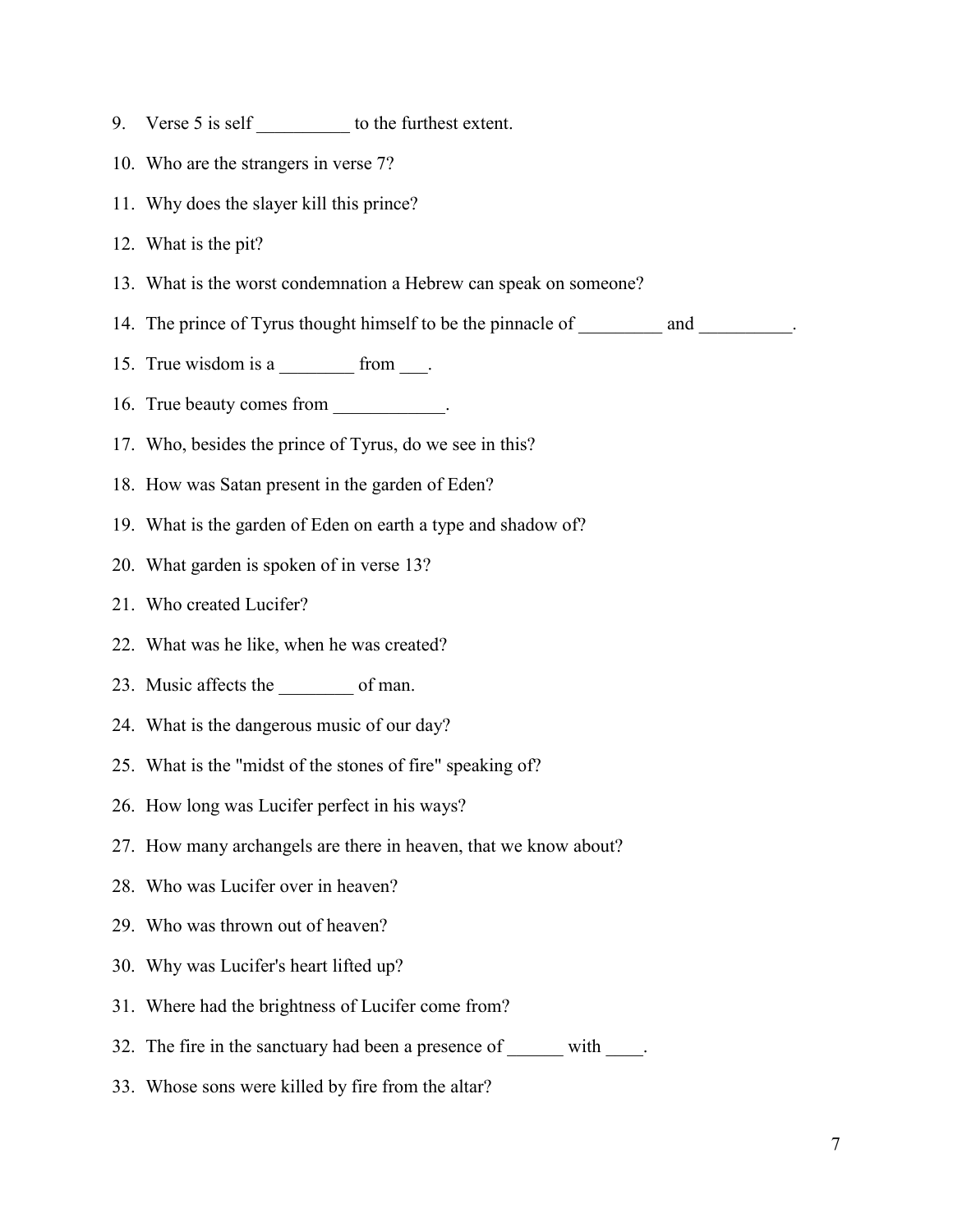9. Verse 5 is self __________ to the furthest extent.
10. Who are the strangers in verse 7?
11. Why does the slayer kill this prince?
12. What is the pit?
13. What is the worst condemnation a Hebrew can speak on someone?
14. The prince of Tyrus thought himself to be the pinnacle of _________ and __________.
15. True wisdom is a ________ from ___.
16. True beauty comes from ____________.
17. Who, besides the prince of Tyrus, do we see in this?
18. How was Satan present in the garden of Eden?
19. What is the garden of Eden on earth a type and shadow of?
20. What garden is spoken of in verse 13?
21. Who created Lucifer?
22. What was he like, when he was created?
23. Music affects the ________ of man.
24. What is the dangerous music of our day?
25. What is the "midst of the stones of fire" speaking of?
26. How long was Lucifer perfect in his ways?
27. How many archangels are there in heaven, that we know about?
28. Who was Lucifer over in heaven?
29. Who was thrown out of heaven?
30. Why was Lucifer's heart lifted up?
31. Where had the brightness of Lucifer come from?
32. The fire in the sanctuary had been a presence of ______ with ____.
33. Whose sons were killed by fire from the altar?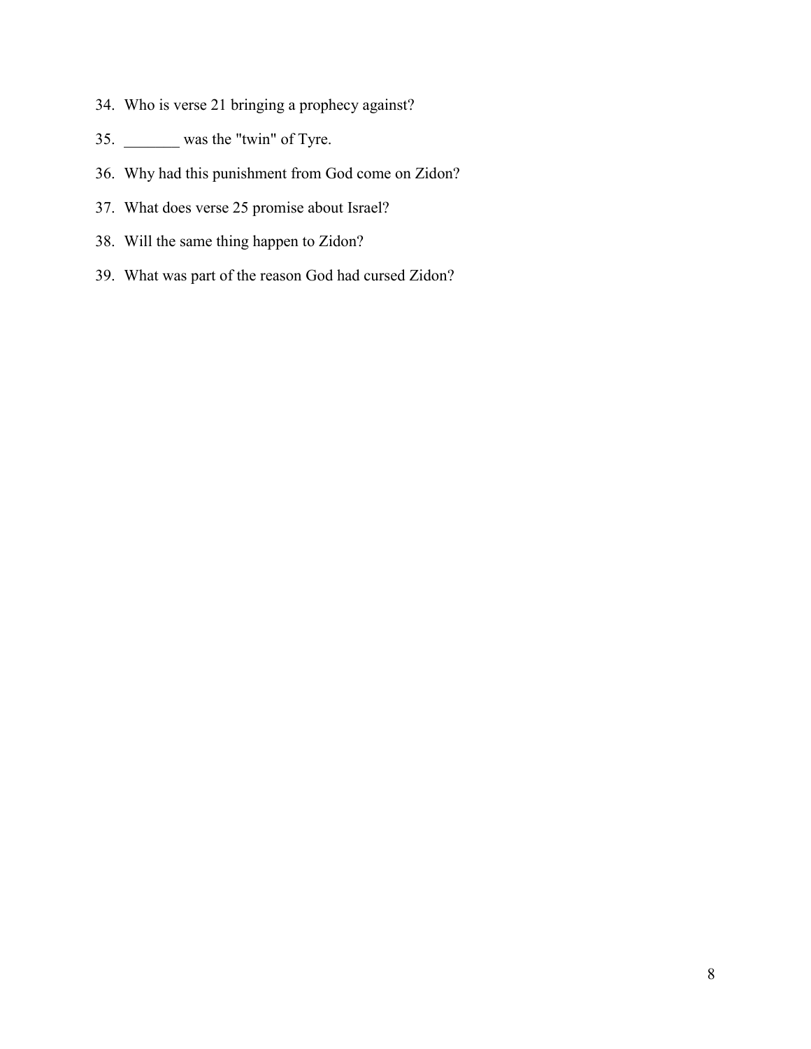34. Who is verse 21 bringing a prophecy against?
35. _______ was the "twin" of Tyre.
36. Why had this punishment from God come on Zidon?
37. What does verse 25 promise about Israel?
38. Will the same thing happen to Zidon?
39. What was part of the reason God had cursed Zidon?